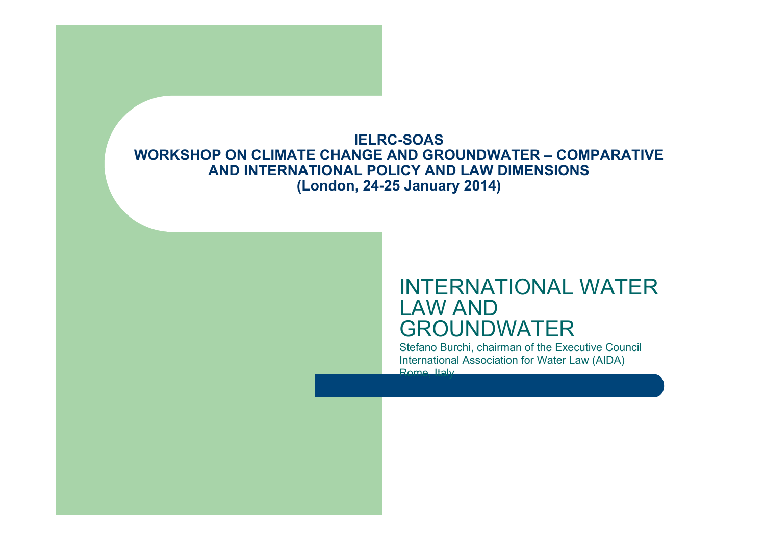**IELRC-SOAS**
**WORKSHOP ON CLIMATE CHANGE AND GROUNDWATER – COMPARATIVE AND INTERNATIONAL POLICY AND LAW DIMENSIONS**
**(London, 24-25 January 2014)**

# INTERNATIONAL WATER LAW AND GROUNDWATER

Stefano Burchi, chairman of the Executive Council
International Association for Water Law (AIDA)
Rome, Italy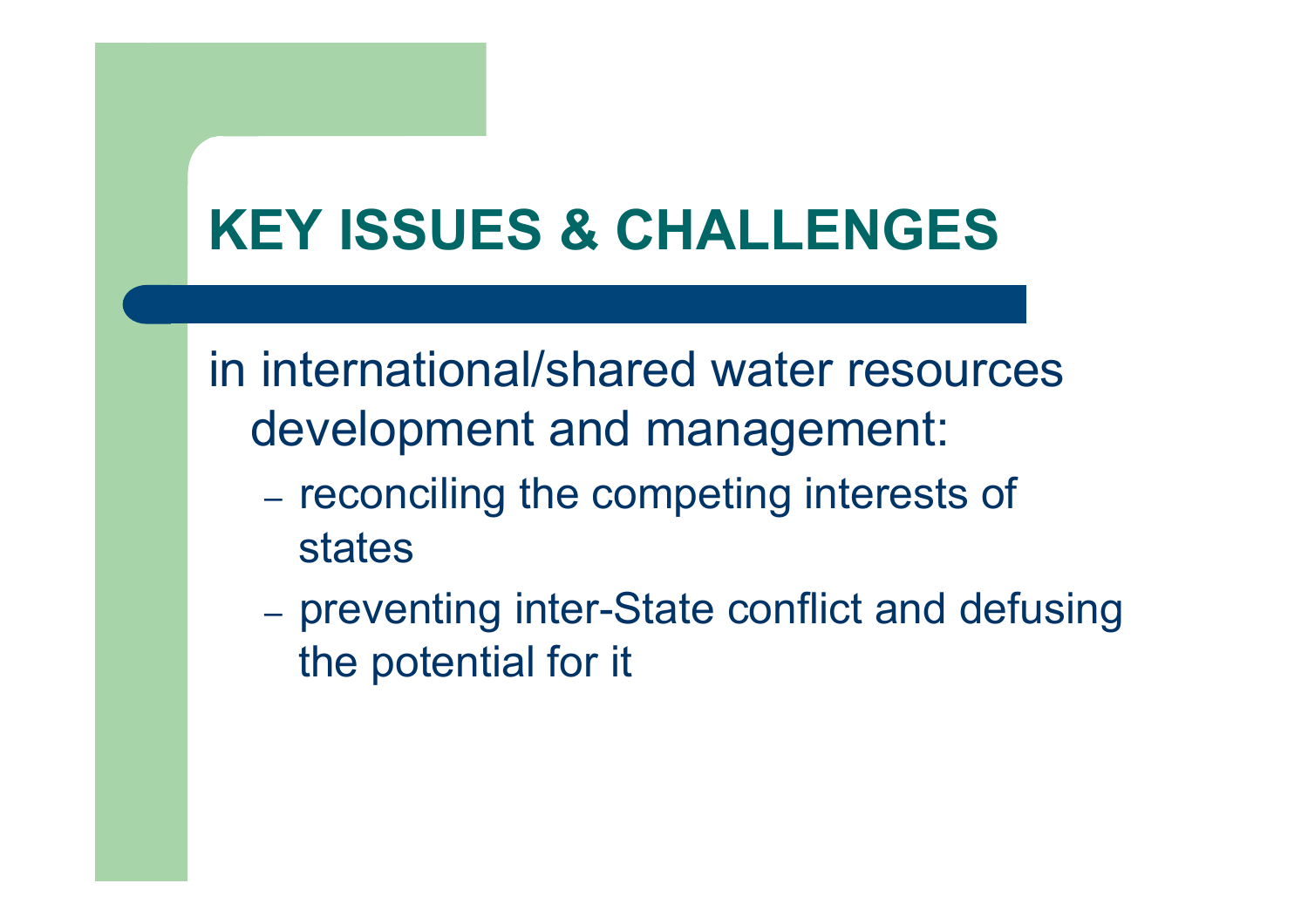# KEY ISSUES & CHALLENGES

in international/shared water resources development and management:

- reconciling the competing interests of states
- preventing inter-State conflict and defusing the potential for it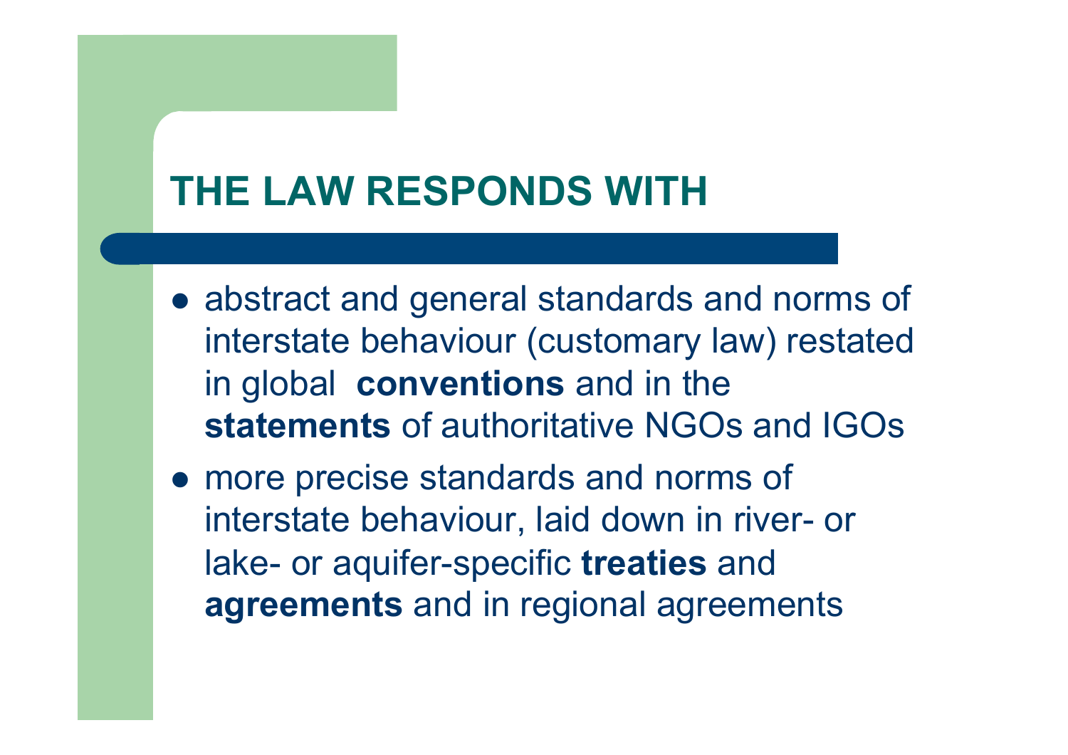# THE LAW RESPONDS WITH

- abstract and general standards and norms of interstate behaviour (customary law) restated in global **conventions** and in the **statements** of authoritative NGOs and IGOs
- more precise standards and norms of interstate behaviour, laid down in river- or lake- or aquifer-specific **treaties** and **agreements** and in regional agreements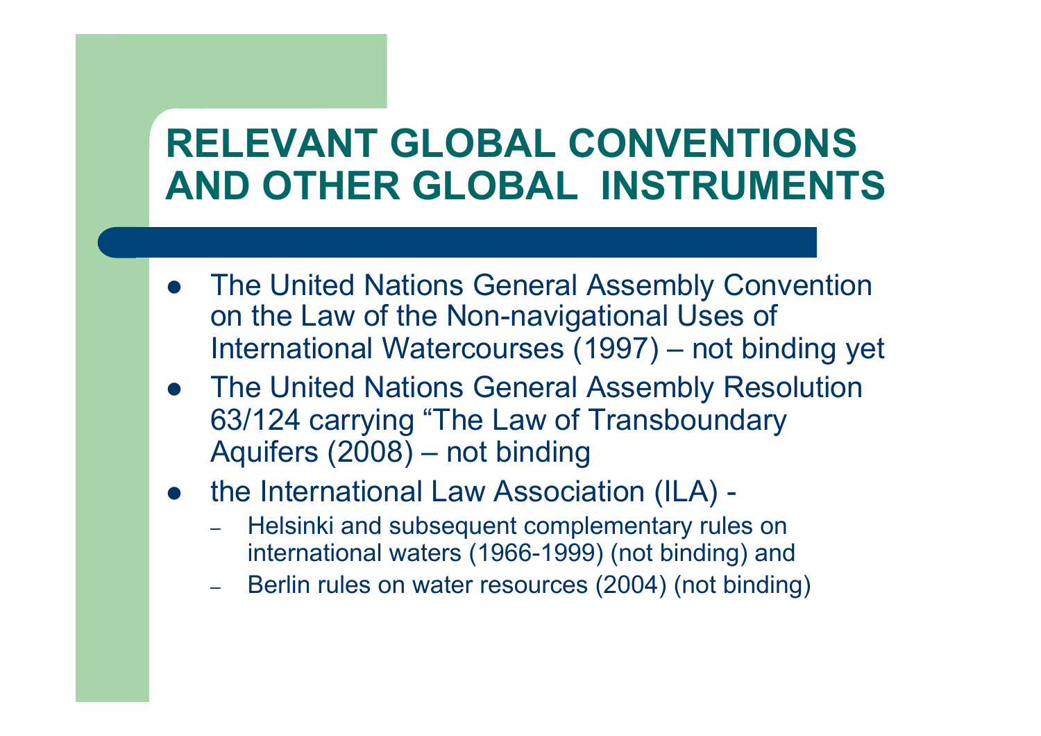# RELEVANT GLOBAL CONVENTIONS AND OTHER GLOBAL INSTRUMENTS

- The United Nations General Assembly Convention on the Law of the Non-navigational Uses of International Watercourses (1997) – not binding yet
- The United Nations General Assembly Resolution 63/124 carrying "The Law of Transboundary Aquifers (2008) – not binding
- the International Law Association (ILA) -
  - Helsinki and subsequent complementary rules on international waters (1966-1999) (not binding) and
  - Berlin rules on water resources (2004) (not binding)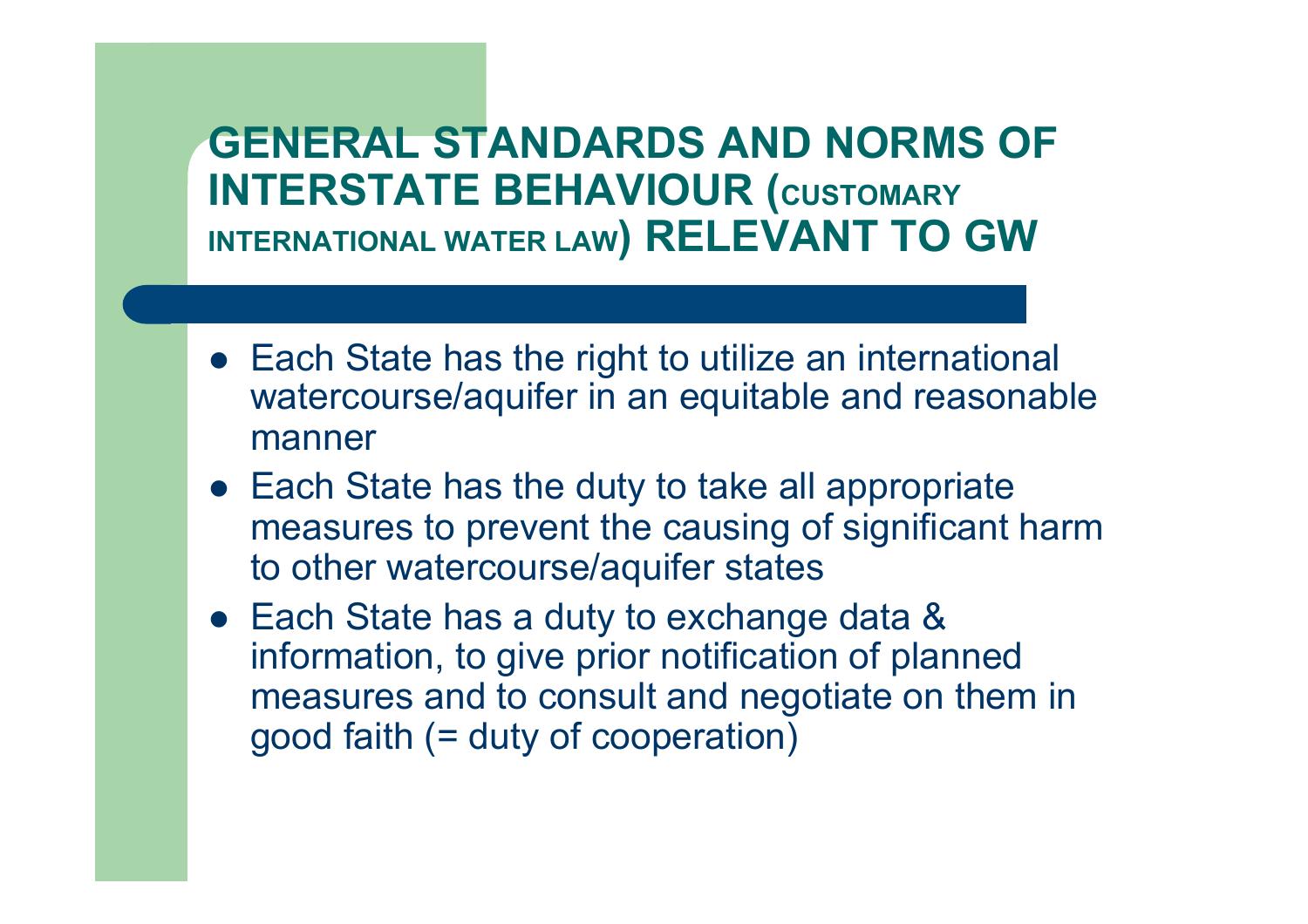# GENERAL STANDARDS AND NORMS OF INTERSTATE BEHAVIOUR (CUSTOMARY INTERNATIONAL WATER LAW) RELEVANT TO GW

- Each State has the right to utilize an international watercourse/aquifer in an equitable and reasonable manner
- Each State has the duty to take all appropriate measures to prevent the causing of significant harm to other watercourse/aquifer states
- Each State has a duty to exchange data & information, to give prior notification of planned measures and to consult and negotiate on them in good faith (= duty of cooperation)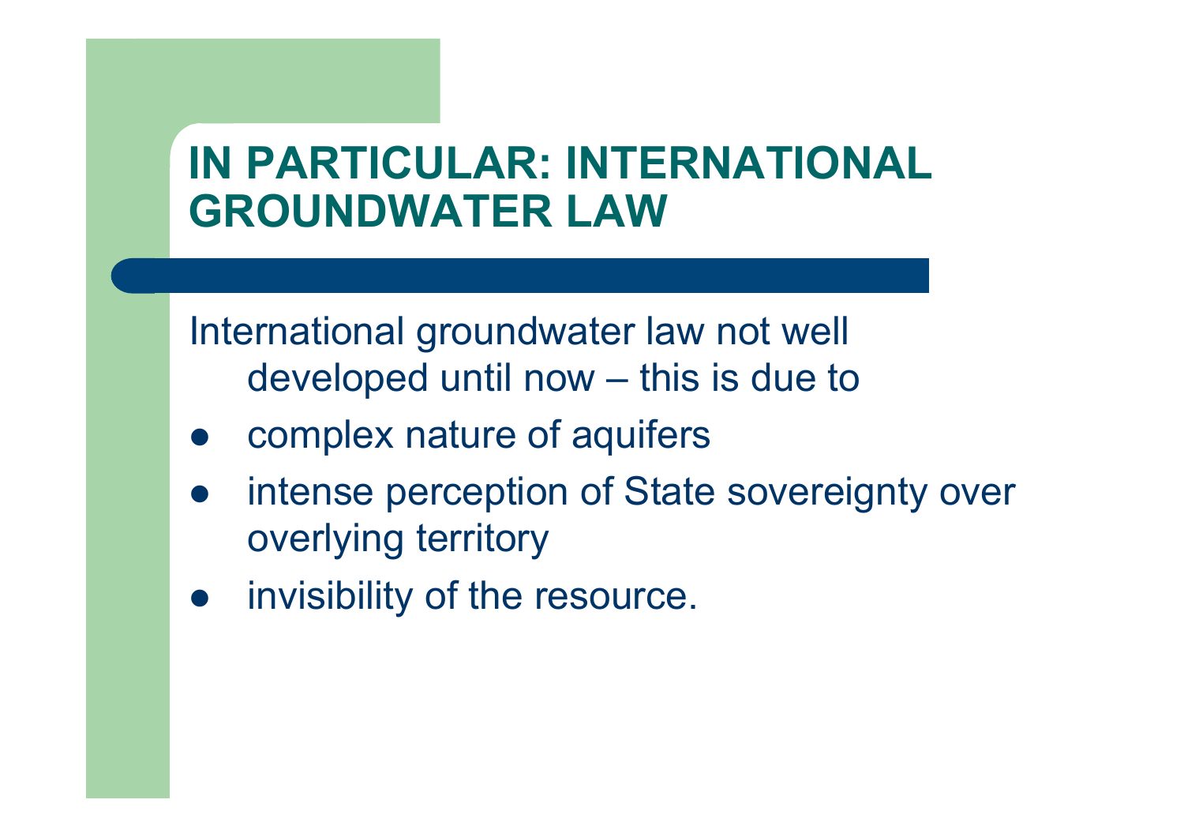# IN PARTICULAR: INTERNATIONAL GROUNDWATER LAW

International groundwater law not well developed until now – this is due to

- complex nature of aquifers
- intense perception of State sovereignty over overlying territory
- invisibility of the resource.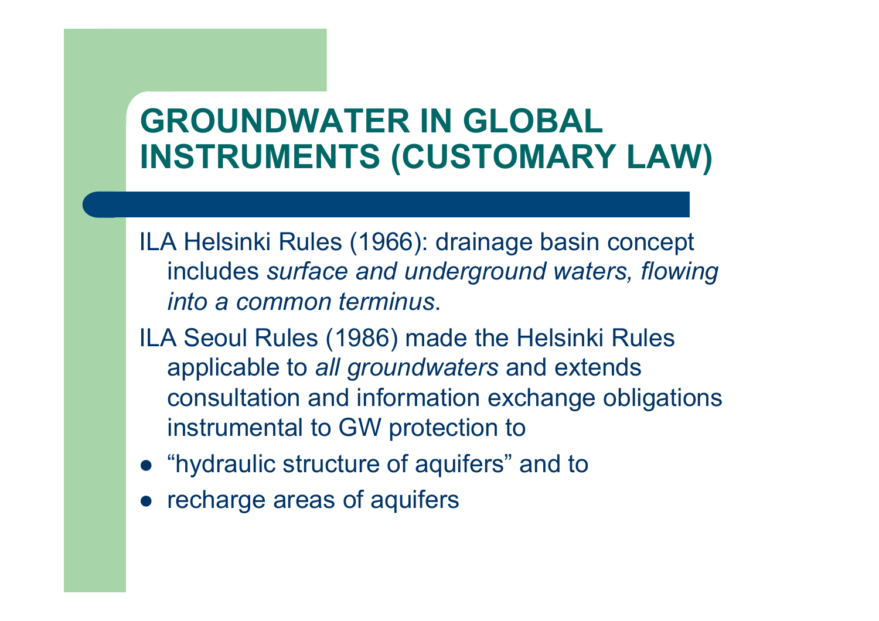# GROUNDWATER IN GLOBAL INSTRUMENTS (CUSTOMARY LAW)

ILA Helsinki Rules (1966): drainage basin concept includes *surface and underground waters, flowing into a common terminus*.

ILA Seoul Rules (1986) made the Helsinki Rules applicable to *all groundwaters* and extends consultation and information exchange obligations instrumental to GW protection to

- "hydraulic structure of aquifers" and to
- recharge areas of aquifers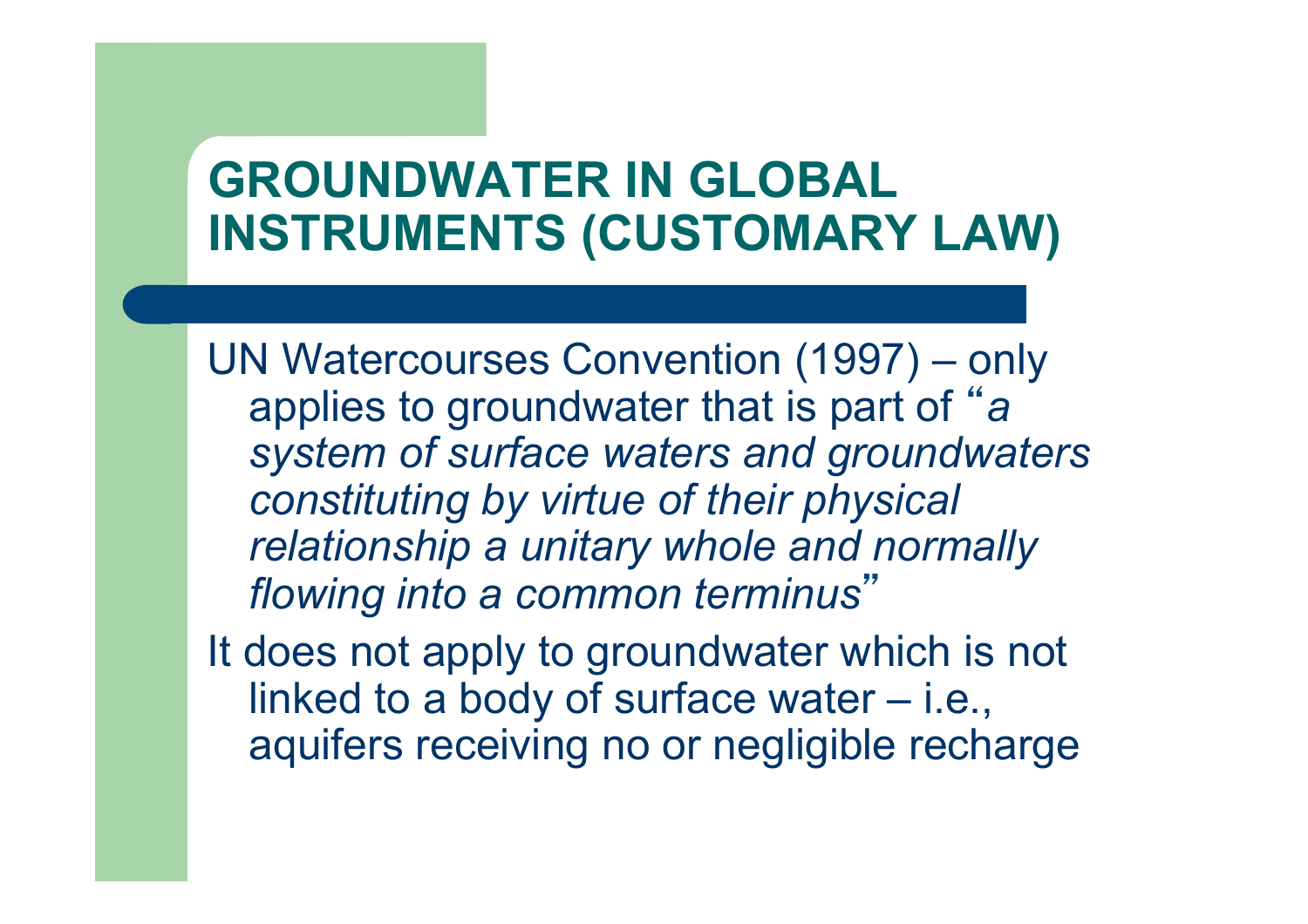# GROUNDWATER IN GLOBAL INSTRUMENTS (CUSTOMARY LAW)

UN Watercourses Convention (1997) – only applies to groundwater that is part of "*a system of surface waters and groundwaters constituting by virtue of their physical relationship a unitary whole and normally flowing into a common terminus*"

It does not apply to groundwater which is not linked to a body of surface water – i.e., aquifers receiving no or negligible recharge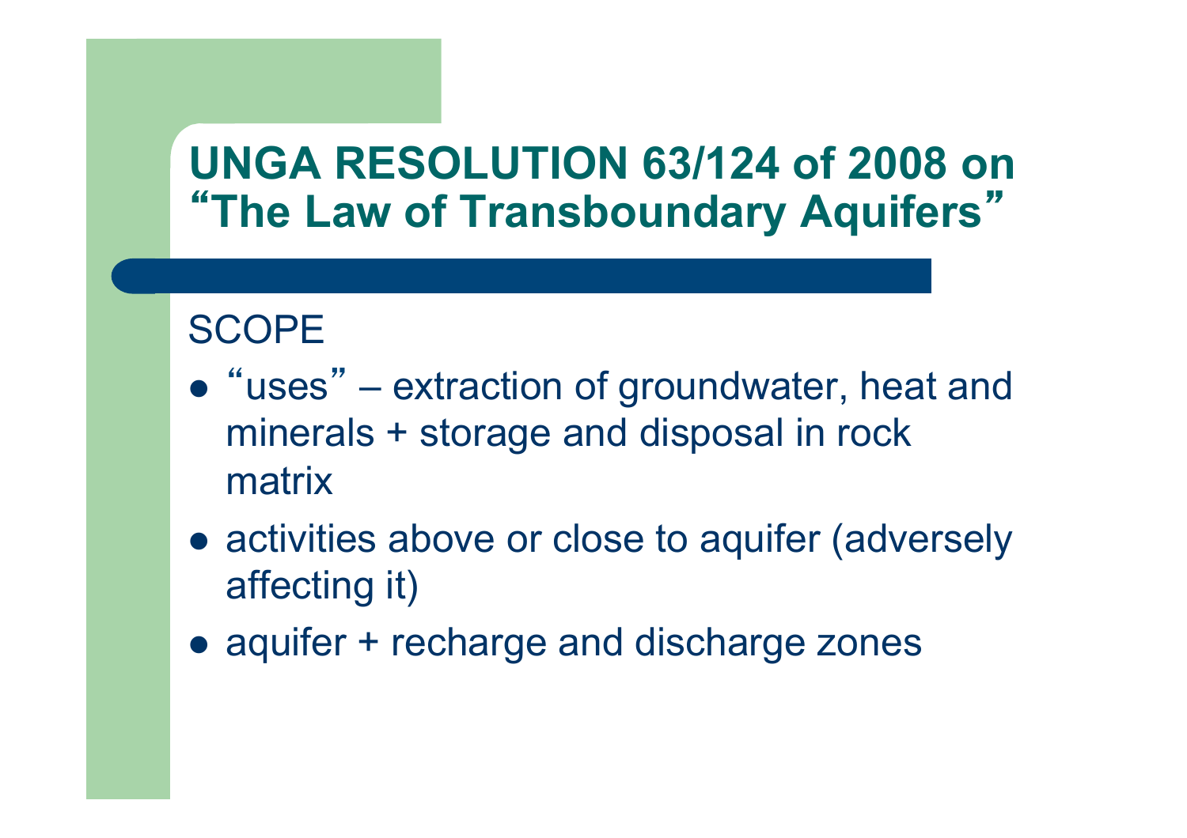# UNGA RESOLUTION 63/124 of 2008 on "The Law of Transboundary Aquifers"

SCOPE

- "uses" – extraction of groundwater, heat and minerals + storage and disposal in rock matrix
- activities above or close to aquifer (adversely affecting it)
- aquifer + recharge and discharge zones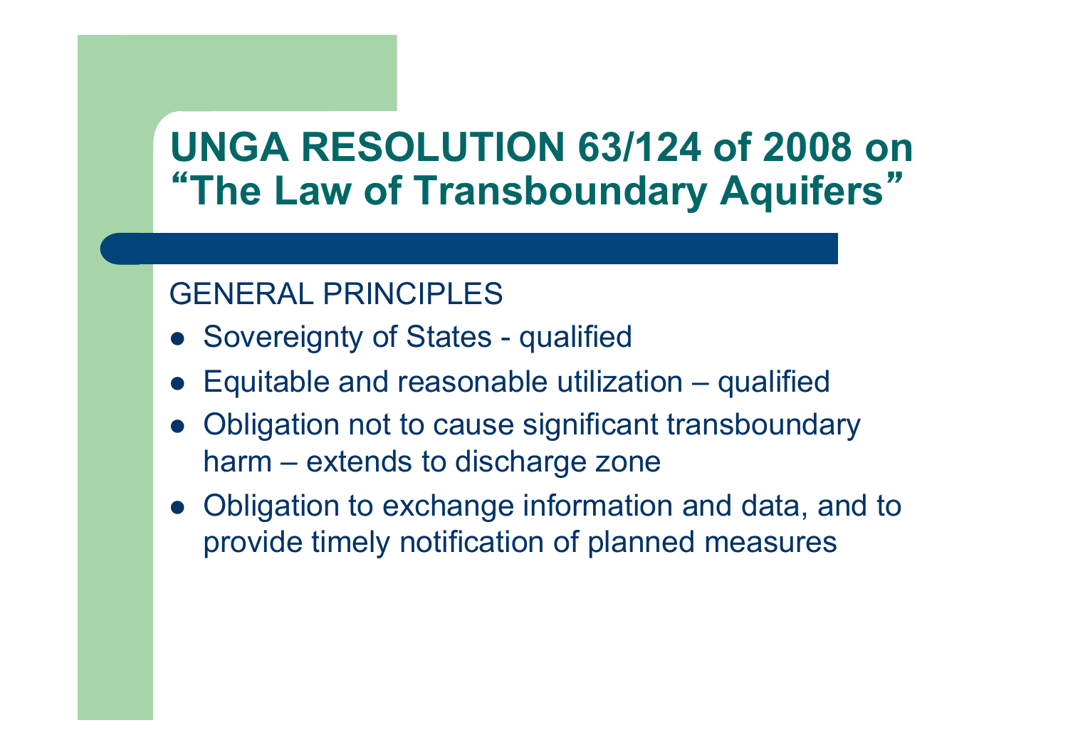# UNGA RESOLUTION 63/124 of 2008 on "The Law of Transboundary Aquifers"

GENERAL PRINCIPLES

- Sovereignty of States - qualified
- Equitable and reasonable utilization – qualified
- Obligation not to cause significant transboundary harm – extends to discharge zone
- Obligation to exchange information and data, and to provide timely notification of planned measures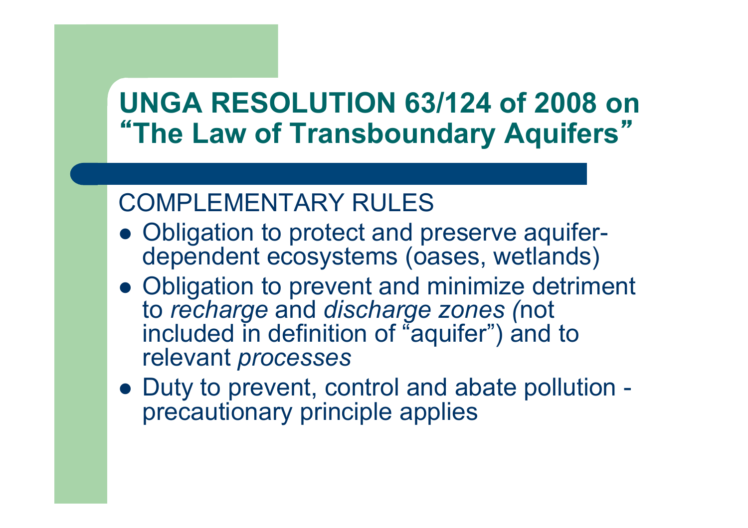# UNGA RESOLUTION 63/124 of 2008 on "The Law of Transboundary Aquifers"

COMPLEMENTARY RULES

- Obligation to protect and preserve aquifer-dependent ecosystems (oases, wetlands)
- Obligation to prevent and minimize detriment to *recharge* and *discharge zones (*not included in definition of "aquifer") and to relevant *processes*
- Duty to prevent, control and abate pollution - precautionary principle applies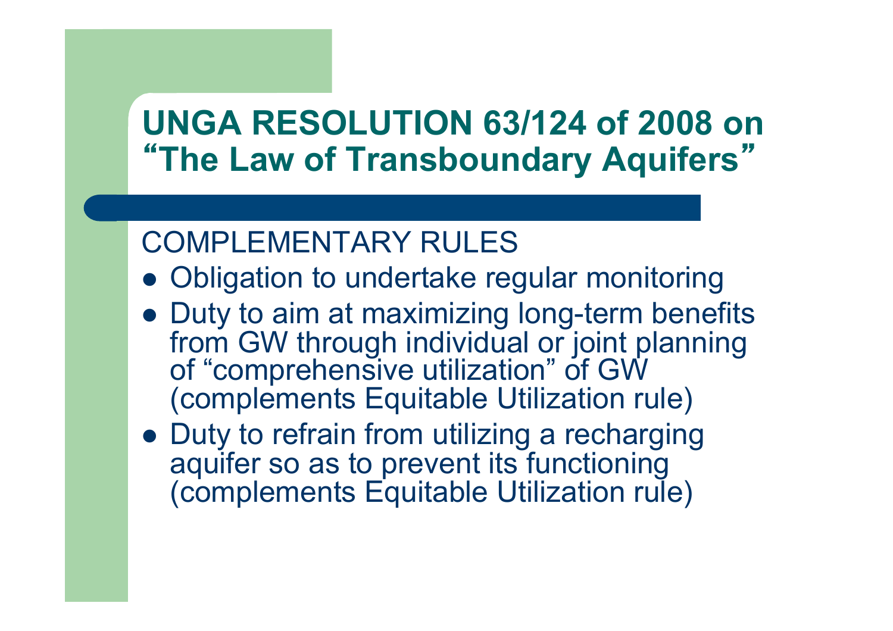# UNGA RESOLUTION 63/124 of 2008 on "The Law of Transboundary Aquifers"

COMPLEMENTARY RULES

- Obligation to undertake regular monitoring
- Duty to aim at maximizing long-term benefits from GW through individual or joint planning of "comprehensive utilization" of GW (complements Equitable Utilization rule)
- Duty to refrain from utilizing a recharging aquifer so as to prevent its functioning (complements Equitable Utilization rule)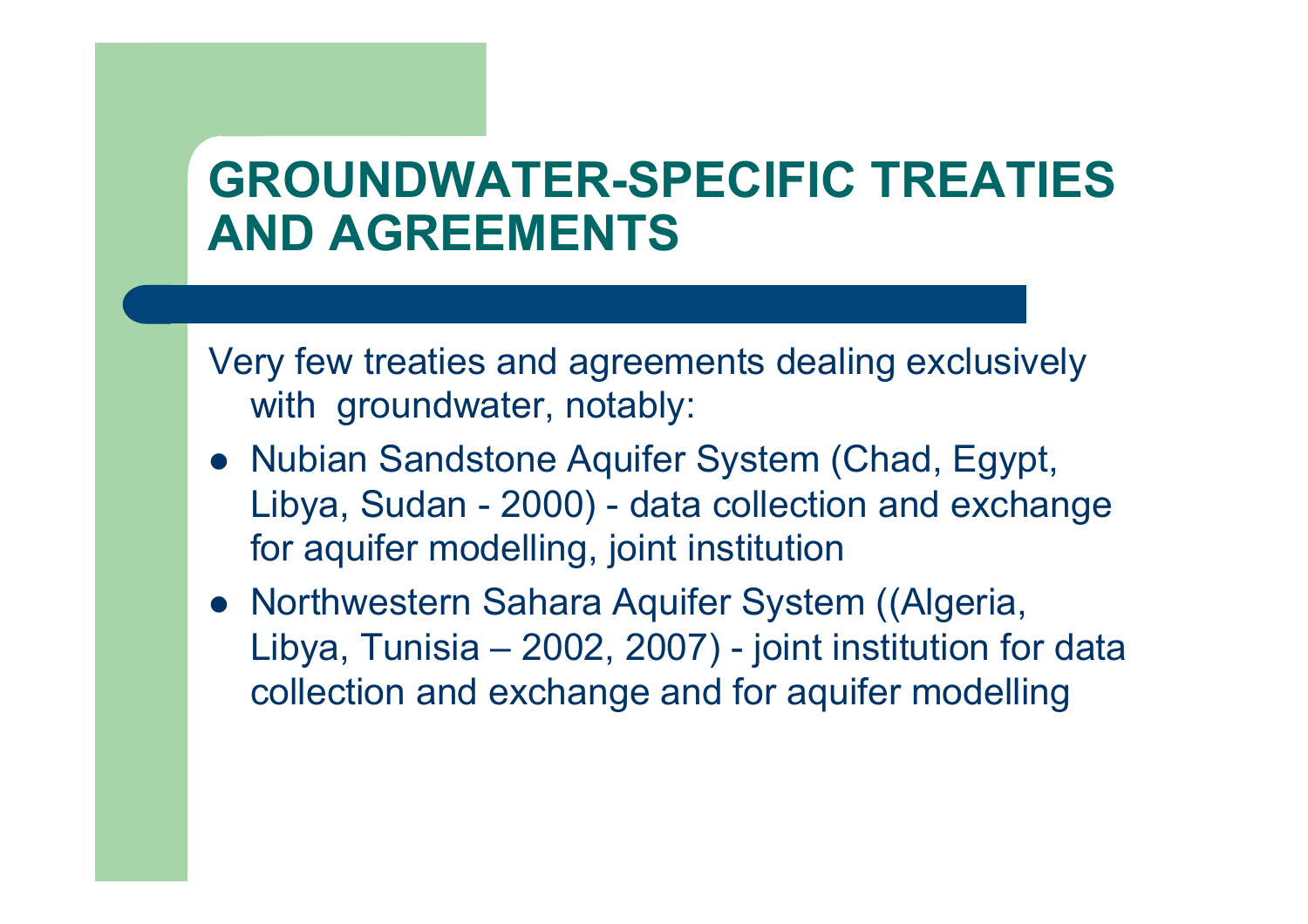# GROUNDWATER-SPECIFIC TREATIES AND AGREEMENTS

Very few treaties and agreements dealing exclusively with groundwater, notably:

- Nubian Sandstone Aquifer System (Chad, Egypt, Libya, Sudan - 2000) - data collection and exchange for aquifer modelling, joint institution
- Northwestern Sahara Aquifer System ((Algeria, Libya, Tunisia – 2002, 2007) - joint institution for data collection and exchange and for aquifer modelling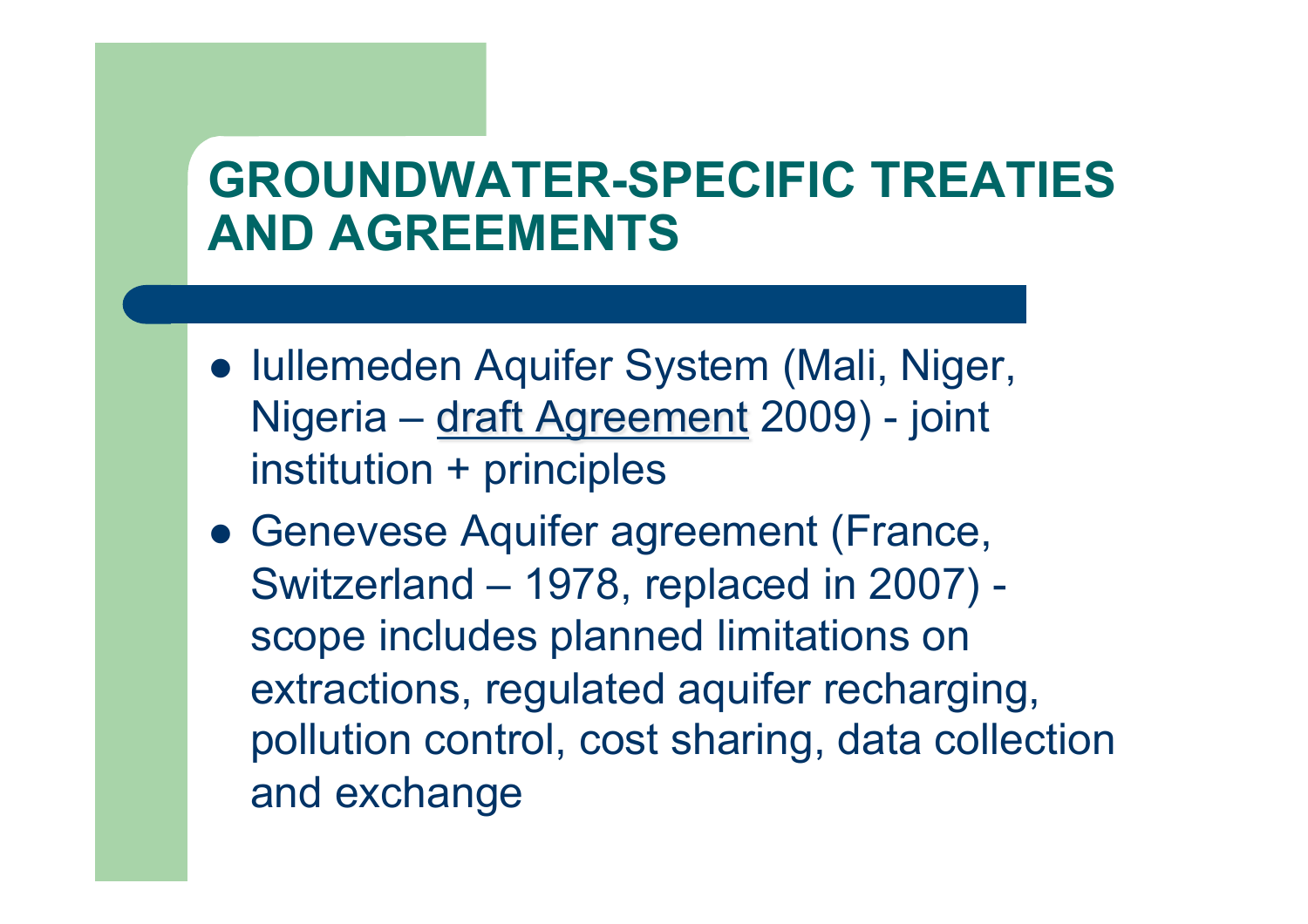# GROUNDWATER-SPECIFIC TREATIES AND AGREEMENTS

- Iullemeden Aquifer System (Mali, Niger, Nigeria – draft Agreement 2009) - joint institution + principles
- Genevese Aquifer agreement (France, Switzerland – 1978, replaced in 2007) - scope includes planned limitations on extractions, regulated aquifer recharging, pollution control, cost sharing, data collection and exchange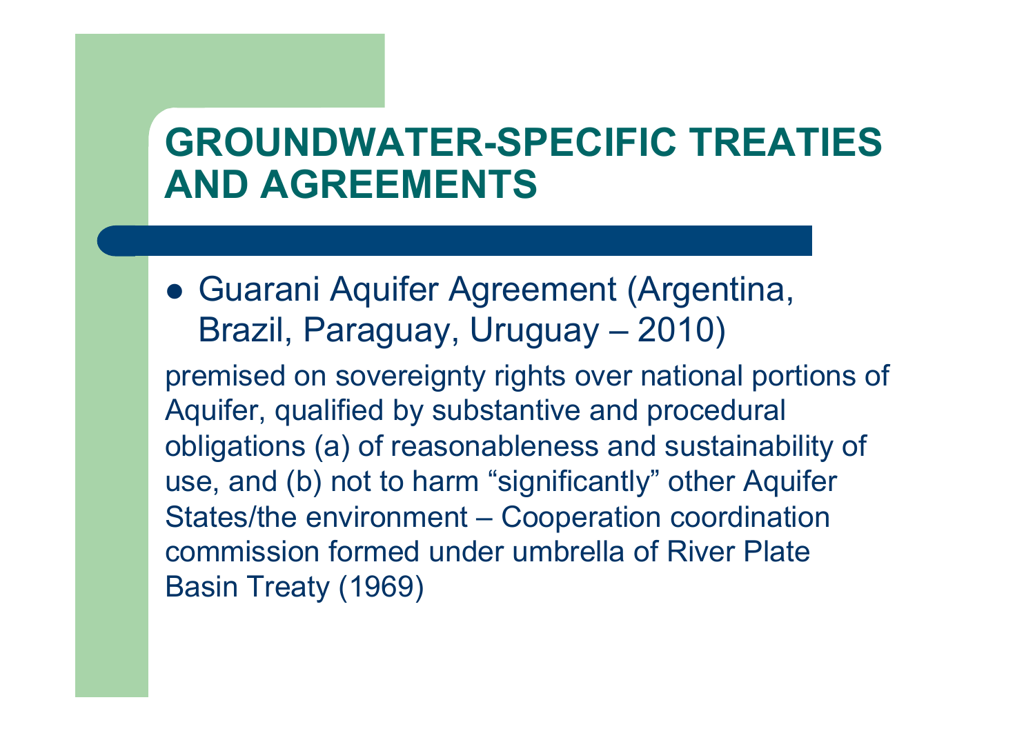# GROUNDWATER-SPECIFIC TREATIES AND AGREEMENTS

- Guarani Aquifer Agreement (Argentina, Brazil, Paraguay, Uruguay – 2010)

premised on sovereignty rights over national portions of Aquifer, qualified by substantive and procedural obligations (a) of reasonableness and sustainability of use, and (b) not to harm “significantly” other Aquifer States/the environment – Cooperation coordination commission formed under umbrella of River Plate Basin Treaty (1969)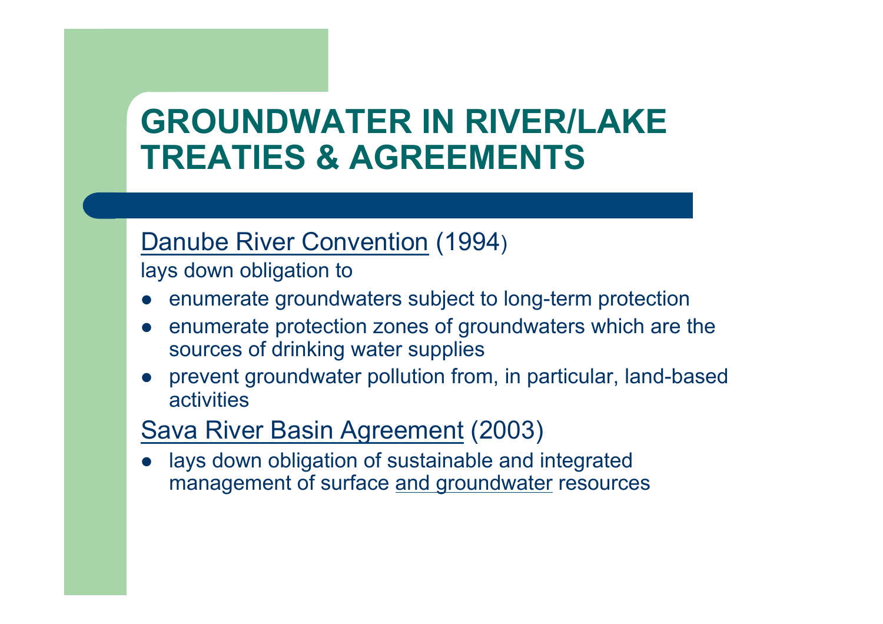# GROUNDWATER IN RIVER/LAKE TREATIES & AGREEMENTS

Danube River Convention (1994)

lays down obligation to

- enumerate groundwaters subject to long-term protection
- enumerate protection zones of groundwaters which are the sources of drinking water supplies
- prevent groundwater pollution from, in particular, land-based activities

Sava River Basin Agreement (2003)

- lays down obligation of sustainable and integrated management of surface and groundwater resources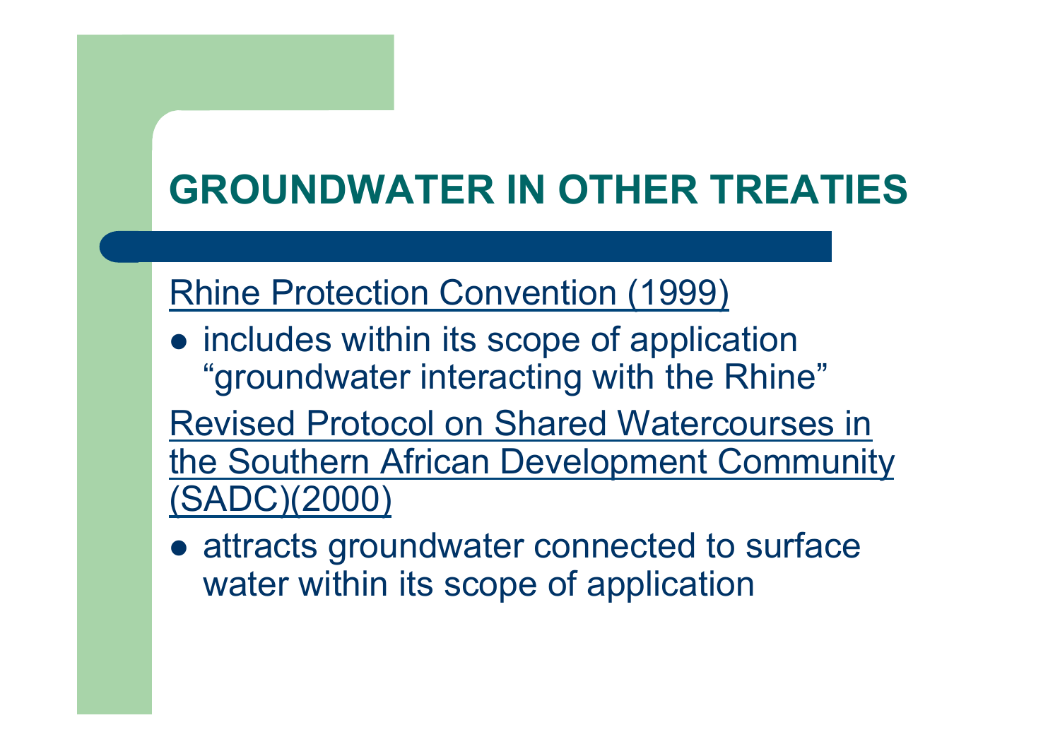# GROUNDWATER IN OTHER TREATIES

Rhine Protection Convention (1999)

- includes within its scope of application "groundwater interacting with the Rhine"

Revised Protocol on Shared Watercourses in the Southern African Development Community (SADC)(2000)

- attracts groundwater connected to surface water within its scope of application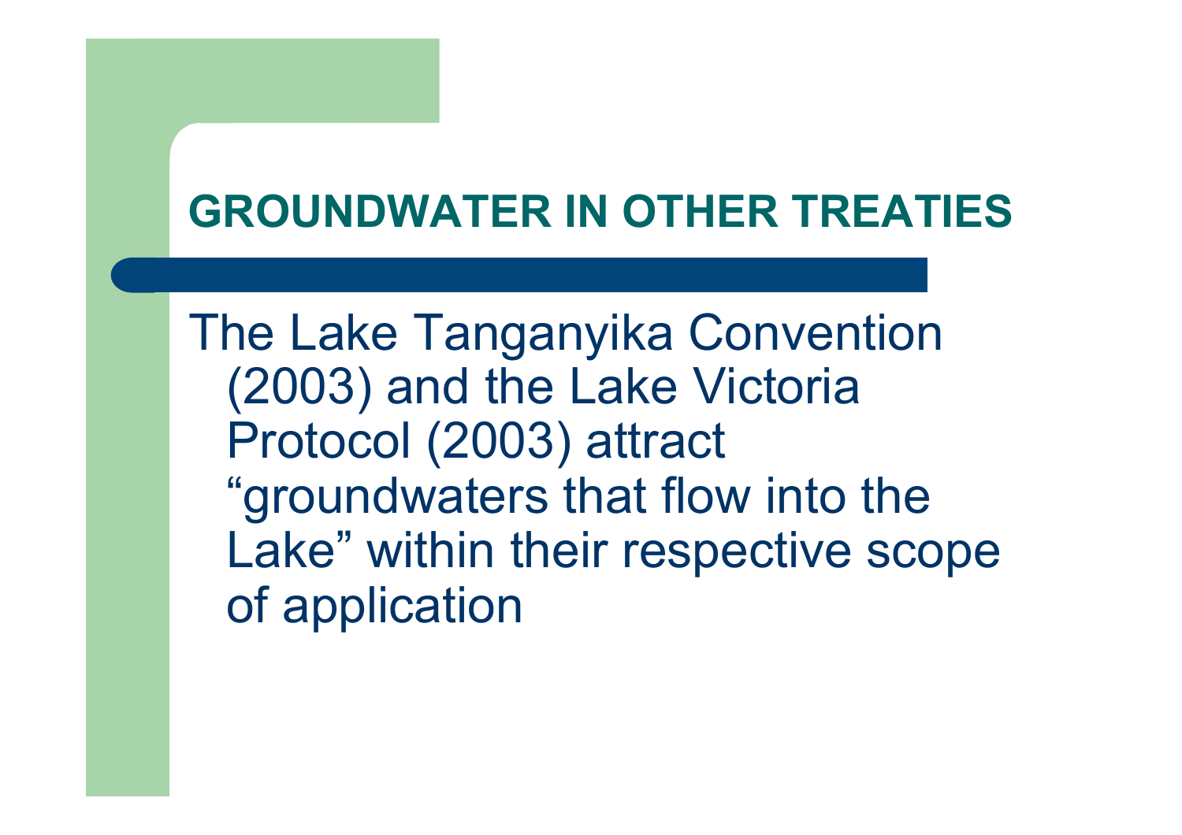# GROUNDWATER IN OTHER TREATIES

The Lake Tanganyika Convention (2003) and the Lake Victoria Protocol (2003) attract “groundwaters that flow into the Lake” within their respective scope of application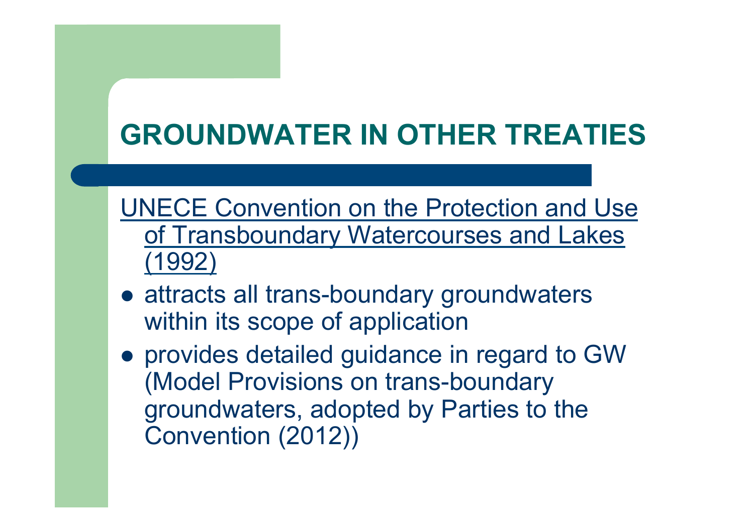# GROUNDWATER IN OTHER TREATIES

UNECE Convention on the Protection and Use of Transboundary Watercourses and Lakes (1992)

- attracts all trans-boundary groundwaters within its scope of application
- provides detailed guidance in regard to GW (Model Provisions on trans-boundary groundwaters, adopted by Parties to the Convention (2012))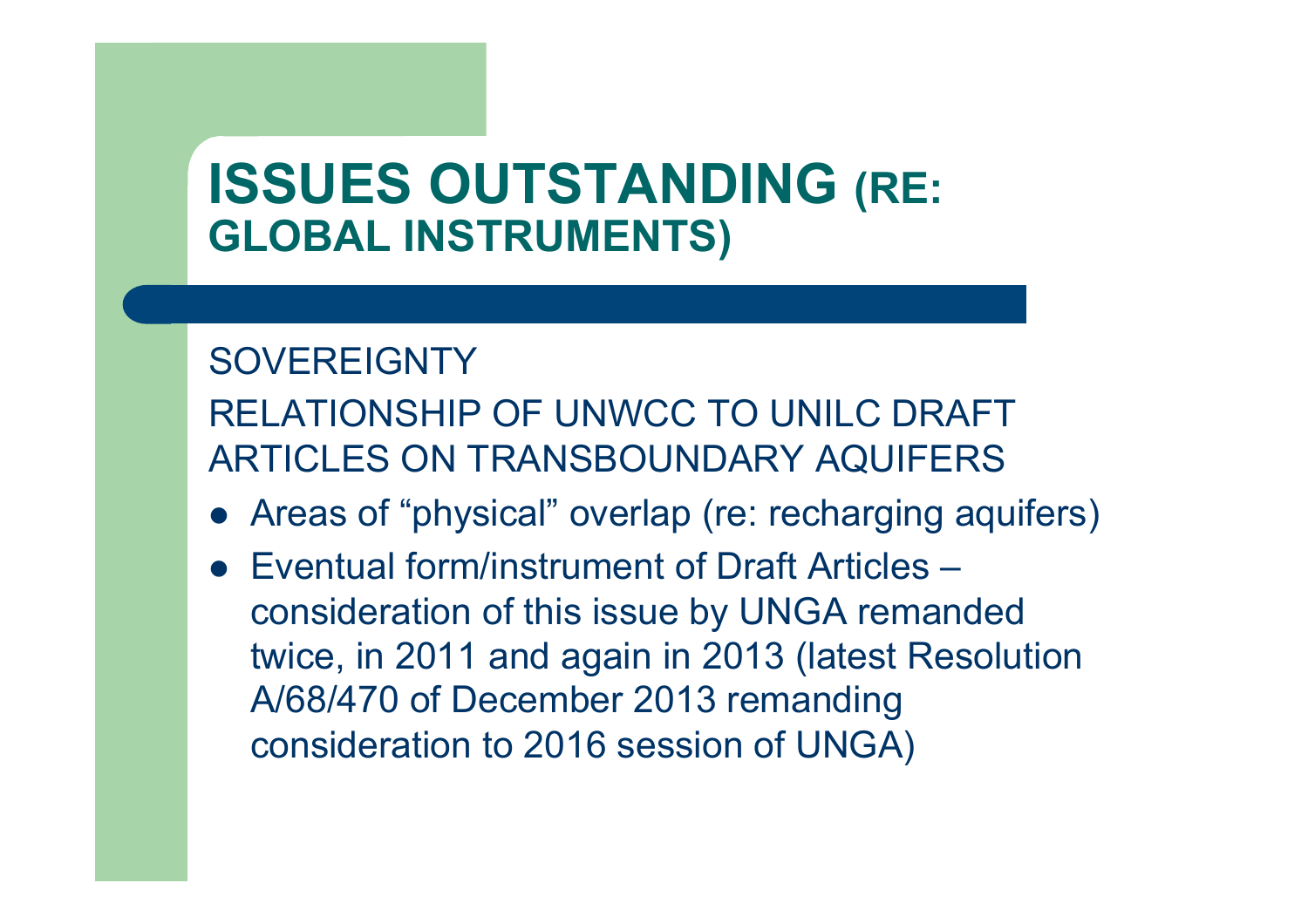# ISSUES OUTSTANDING (RE: GLOBAL INSTRUMENTS)

SOVEREIGNTY

RELATIONSHIP OF UNWCC TO UNILC DRAFT ARTICLES ON TRANSBOUNDARY AQUIFERS

- Areas of "physical" overlap (re: recharging aquifers)
- Eventual form/instrument of Draft Articles – consideration of this issue by UNGA remanded twice, in 2011 and again in 2013 (latest Resolution A/68/470 of December 2013 remanding consideration to 2016 session of UNGA)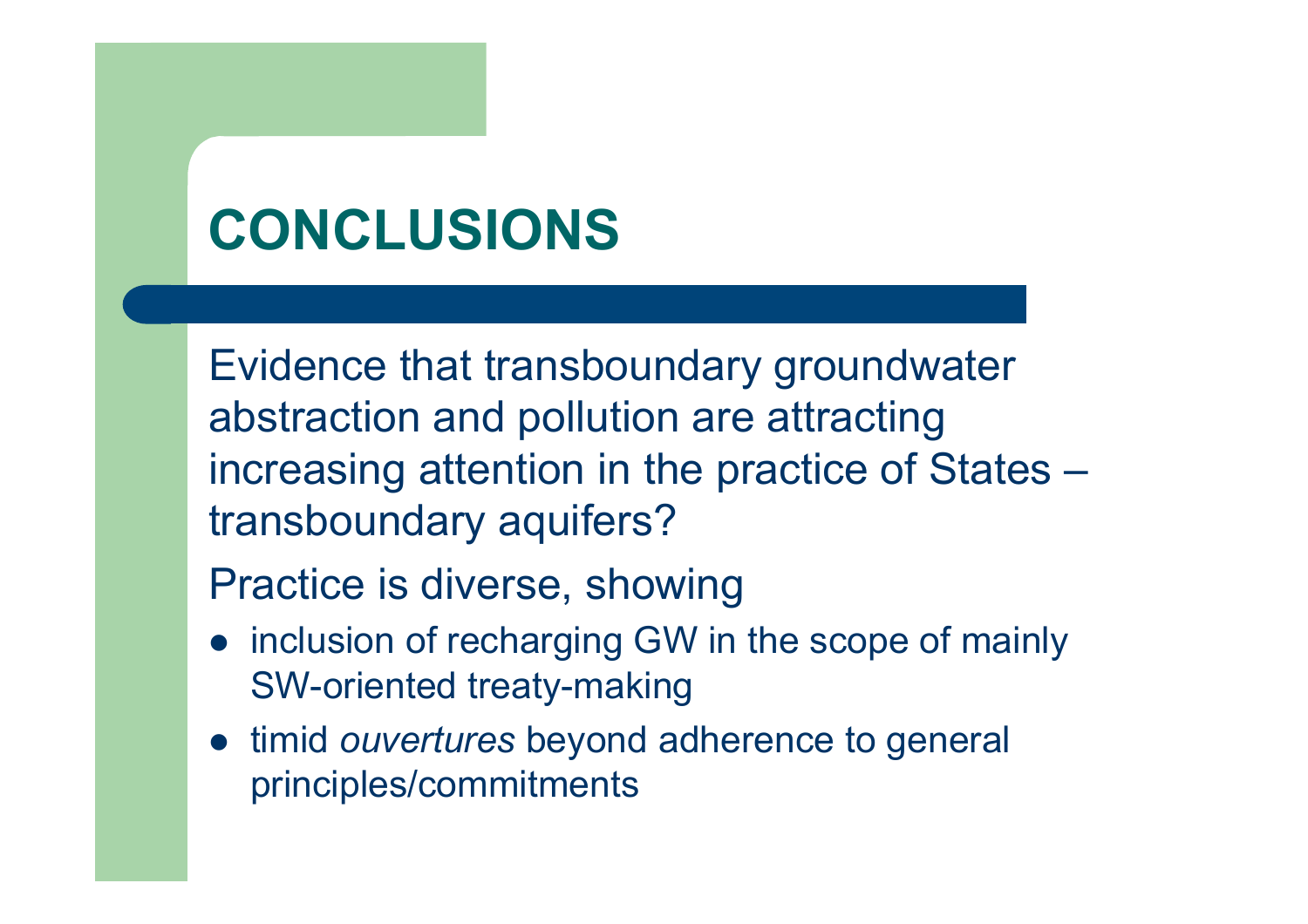# CONCLUSIONS

Evidence that transboundary groundwater abstraction and pollution are attracting increasing attention in the practice of States – transboundary aquifers?

Practice is diverse, showing

- inclusion of recharging GW in the scope of mainly SW-oriented treaty-making
- timid *ouvertures* beyond adherence to general principles/commitments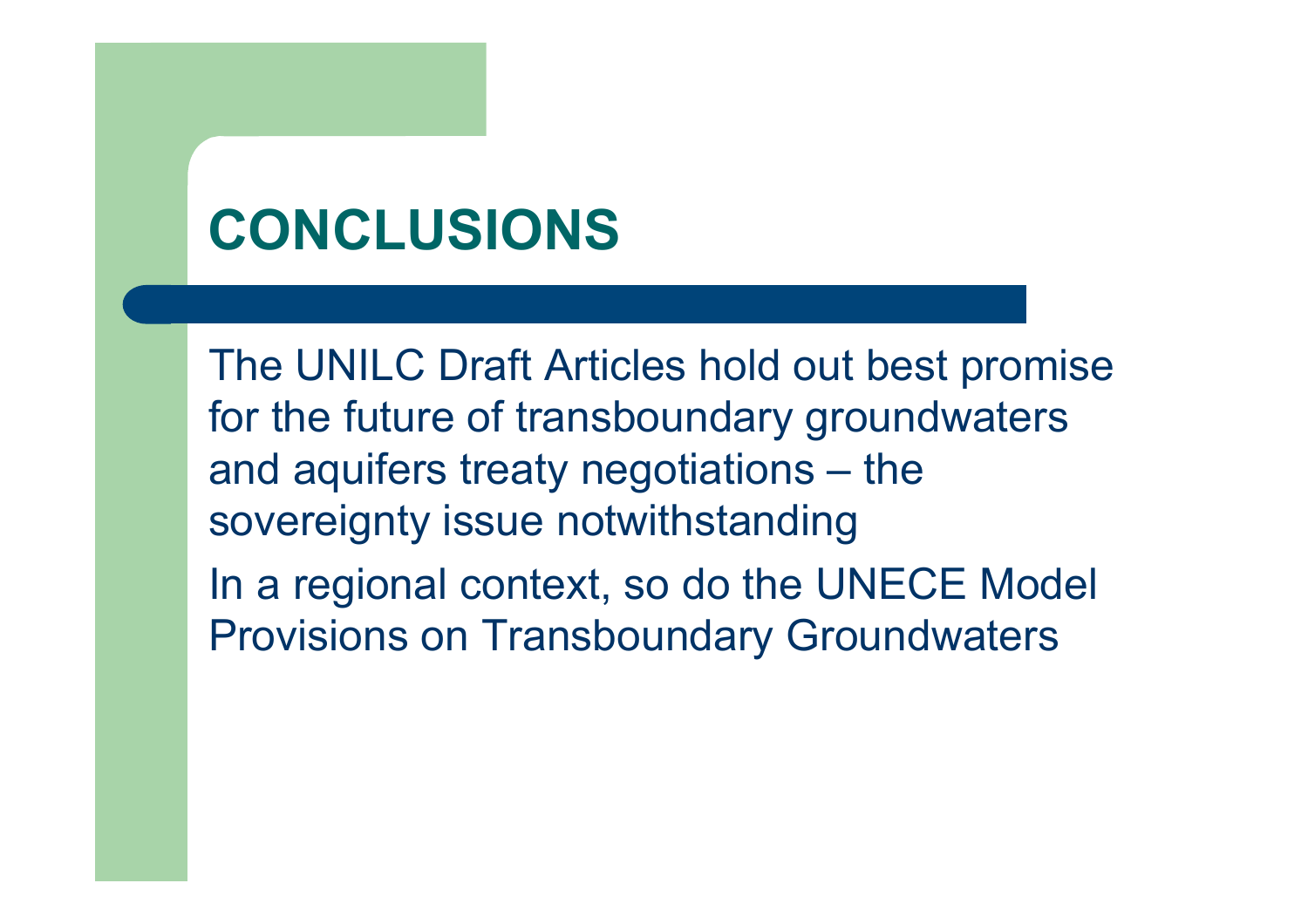# CONCLUSIONS

The UNILC Draft Articles hold out best promise for the future of transboundary groundwaters and aquifers treaty negotiations – the sovereignty issue notwithstanding

In a regional context, so do the UNECE Model Provisions on Transboundary Groundwaters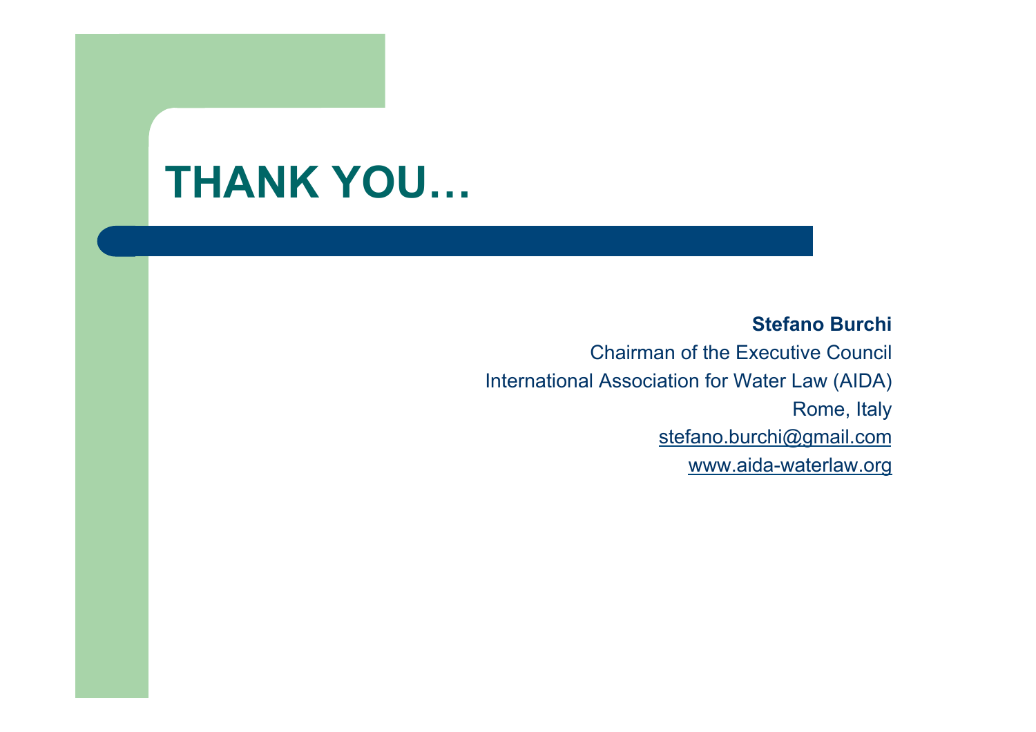# THANK YOU…

**Stefano Burchi**

Chairman of the Executive Council

International Association for Water Law (AIDA)

Rome, Italy

stefano.burchi@gmail.com

www.aida-waterlaw.org